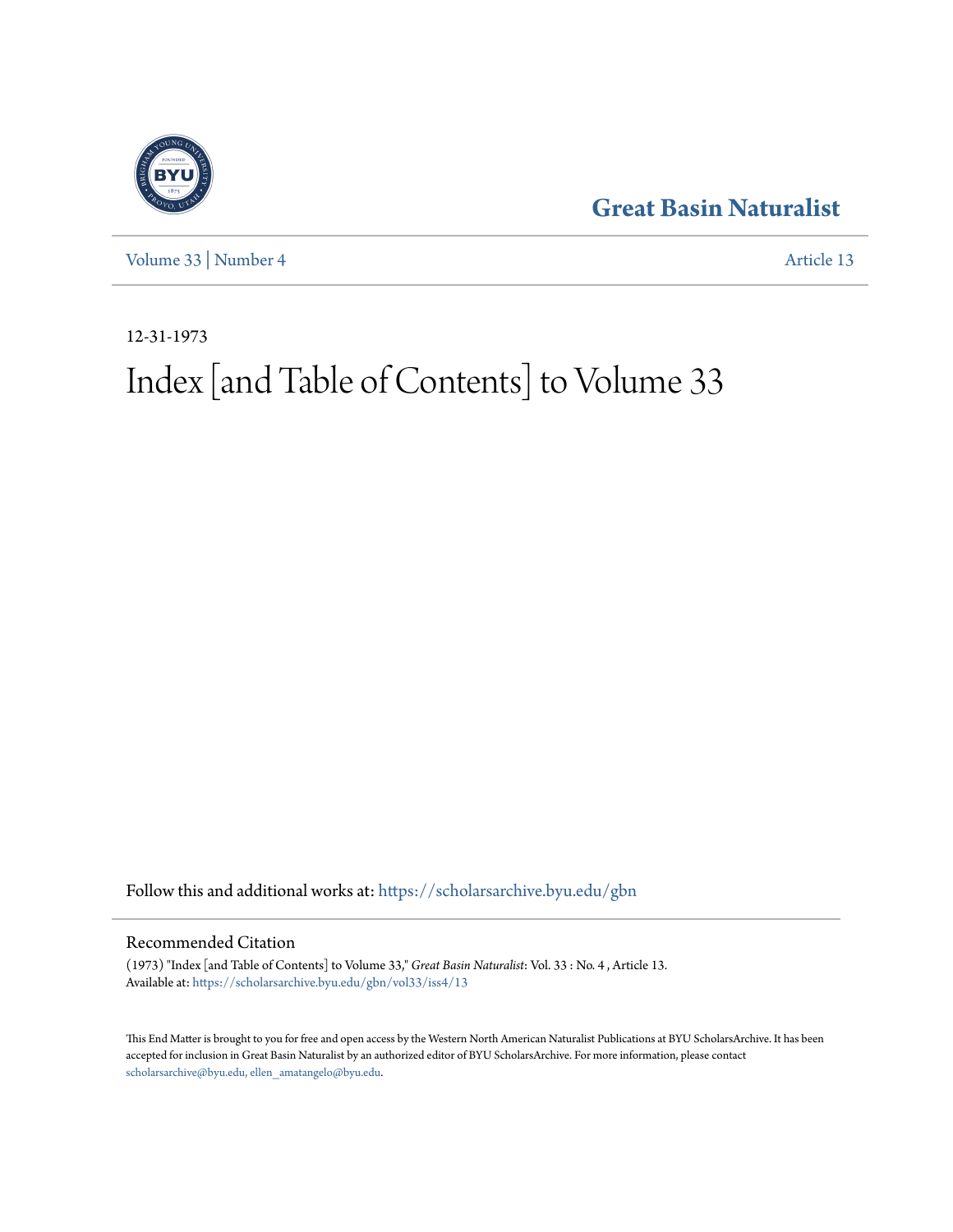# Great Basin Naturalist

Volume 33 | Number 4 Article 13

12-31-1973

# Index [and Table of Contents] to Volume 33

Follow this and additional works at: https://scholarsarchive.byu.edu/gbn

## Recommended Citation

(1973) "Index [and Table of Contents] to Volume 33," *Great Basin Naturalist*: Vol. 33 : No. 4 , Article 13.
Available at: https://scholarsarchive.byu.edu/gbn/vol33/iss4/13

This End Matter is brought to you for free and open access by the Western North American Naturalist Publications at BYU ScholarsArchive. It has been accepted for inclusion in Great Basin Naturalist by an authorized editor of BYU ScholarsArchive. For more information, please contact scholarsarchive@byu.edu, ellen_amatangelo@byu.edu.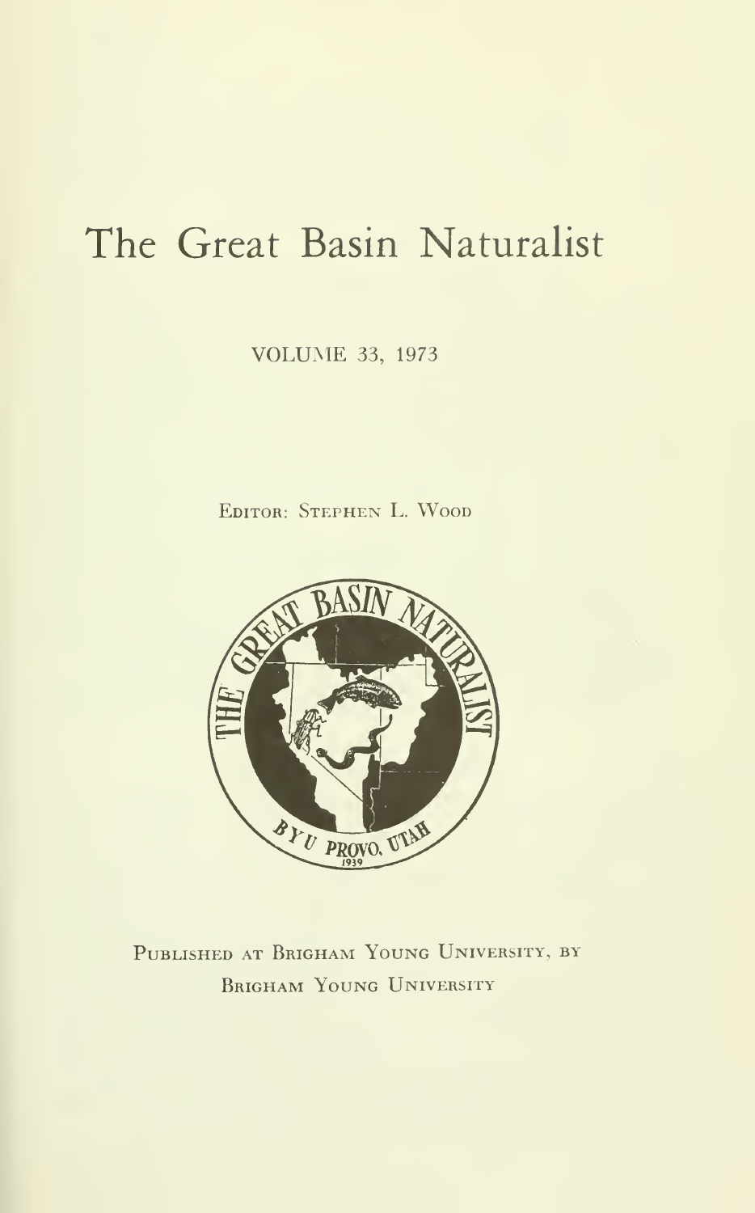# The Great Basin Naturalist

VOLUME 33, 1973

EDITOR: STEPHEN L. WOOD

PUBLISHED AT BRIGHAM YOUNG UNIVERSITY, BY
BRIGHAM YOUNG UNIVERSITY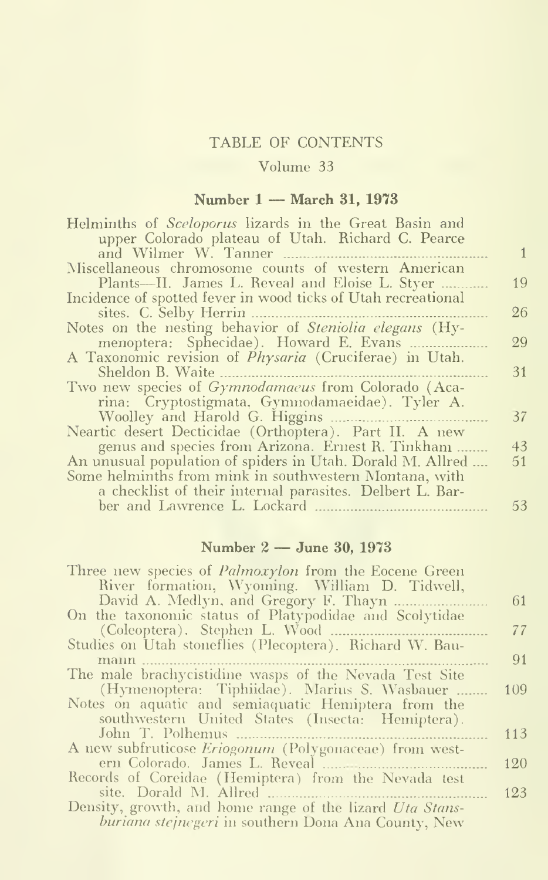# TABLE OF CONTENTS

## Volume 33

### Number 1 — March 31, 1973

Helminths of *Sceloporus* lizards in the Great Basin and upper Colorado plateau of Utah. Richard C. Pearce and Wilmer W. Tanner ........ 1

Miscellaneous chromosome counts of western American Plants—II. James L. Reveal and Eloise L. Styer ........ 19

Incidence of spotted fever in wood ticks of Utah recreational sites. C. Selby Herrin ........ 26

Notes on the nesting behavior of *Steniolia elegans* (Hymenoptera: Sphecidae). Howard E. Evans ........ 29

A Taxonomic revision of *Physaria* (Cruciferae) in Utah. Sheldon B. Waite ........ 31

Two new species of *Gymnodamaeus* from Colorado (Acarina: Cryptostigmata, Gymnodamaeidae). Tyler A. Woolley and Harold G. Higgins ........ 37

Neartic desert Decticidae (Orthoptera). Part II. A new genus and species from Arizona. Ernest R. Tinkham ........ 43

An unusual population of spiders in Utah. Dorald M. Allred ........ 51

Some helminths from mink in southwestern Montana, with a checklist of their internal parasites. Delbert L. Barber and Lawrence L. Lockard ........ 53

### Number 2 — June 30, 1973

Three new species of *Palmoxylon* from the Eocene Green River formation, Wyoming. William D. Tidwell, David A. Medlyn, and Gregory F. Thayn ........ 61

On the taxonomic status of Platypodidae and Scolytidae (Coleoptera). Stephen L. Wood ........ 77

Studies on Utah stoneflies (Plecoptera). Richard W. Baumann ........ 91

The male brachycistidine wasps of the Nevada Test Site (Hymenoptera: Tiphiidae). Marius S. Wasbauer ........ 109

Notes on aquatic and semiaquatic Hemiptera from the southwestern United States (Insecta: Hemiptera). John T. Polhemus ........ 113

A new subfruticose *Eriogonum* (Polygonaceae) from western Colorado. James L. Reveal ........ 120

Records of Coreidae (Hemiptera) from the Nevada test site. Dorald M. Allred ........ 123

Density, growth, and home range of the lizard *Uta Stansburiana stejnegeri* in southern Dona Ana County, New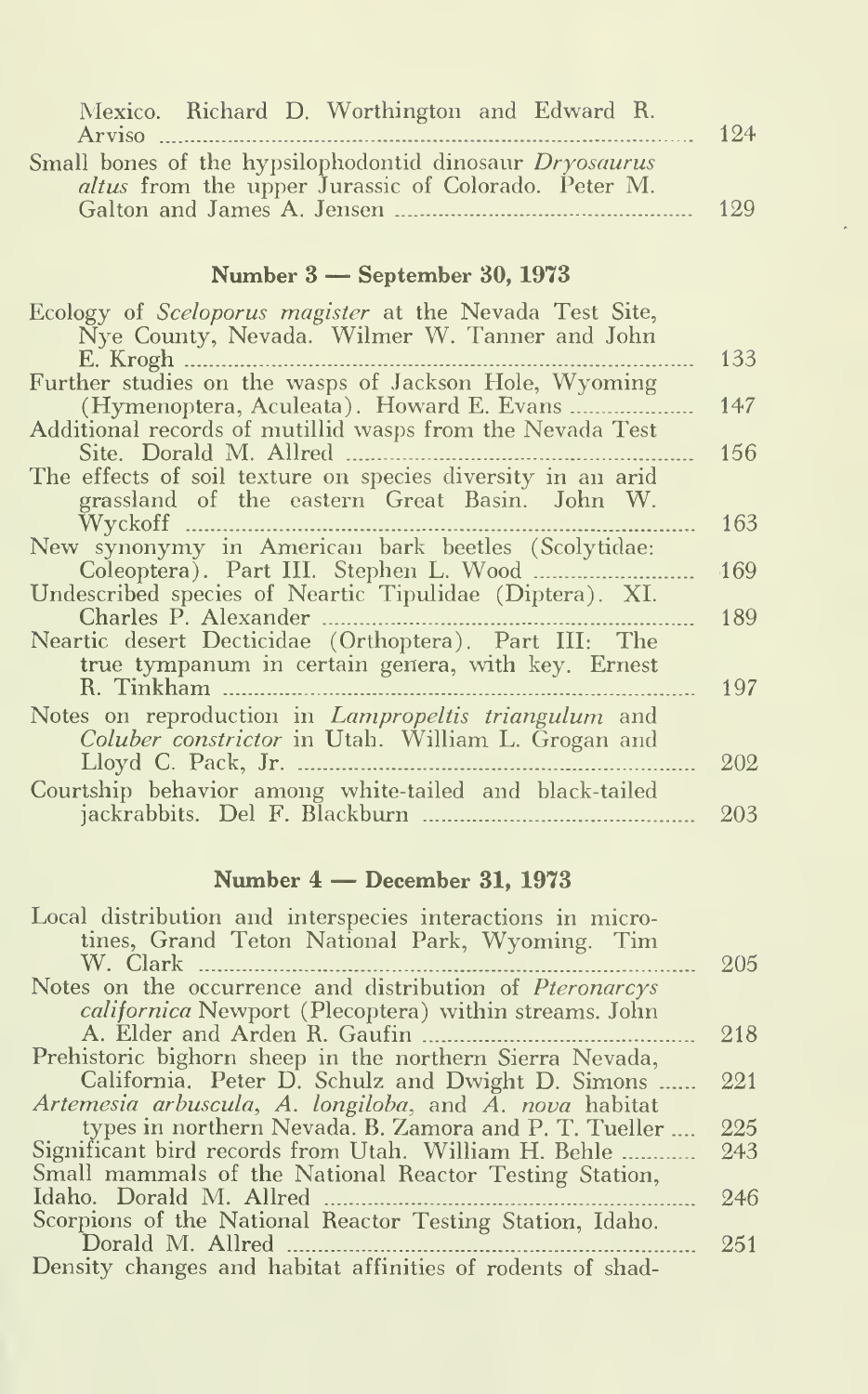Mexico. Richard D. Worthington and Edward R. Arviso ..... 124

Small bones of the hypsilophodontid dinosaur *Dryosaurus altus* from the upper Jurassic of Colorado. Peter M. Galton and James A. Jensen ..... 129

## Number 3 — September 30, 1973

Ecology of *Sceloporus magister* at the Nevada Test Site, Nye County, Nevada. Wilmer W. Tanner and John E. Krogh ..... 133

Further studies on the wasps of Jackson Hole, Wyoming (Hymenoptera, Aculeata). Howard E. Evans ..... 147

Additional records of mutillid wasps from the Nevada Test Site. Dorald M. Allred ..... 156

The effects of soil texture on species diversity in an arid grassland of the eastern Great Basin. John W. Wyckoff ..... 163

New synonymy in American bark beetles (Scolytidae: Coleoptera). Part III. Stephen L. Wood ..... 169

Undescribed species of Neartic Tipulidae (Diptera). XI. Charles P. Alexander ..... 189

Neartic desert Decticidae (Orthoptera). Part III: The true tympanum in certain genera, with key. Ernest R. Tinkham ..... 197

Notes on reproduction in *Lampropeltis triangulum* and *Coluber constrictor* in Utah. William L. Grogan and Lloyd C. Pack, Jr. ..... 202

Courtship behavior among white-tailed and black-tailed jackrabbits. Del F. Blackburn ..... 203

## Number 4 — December 31, 1973

Local distribution and interspecies interactions in microtines, Grand Teton National Park, Wyoming. Tim W. Clark ..... 205

Notes on the occurrence and distribution of *Pteronarcys californica* Newport (Plecoptera) within streams. John A. Elder and Arden R. Gaufin ..... 218

Prehistoric bighorn sheep in the northern Sierra Nevada, California. Peter D. Schulz and Dwight D. Simons ..... 221

*Artemesia arbuscula*, *A. longiloba*, and *A. nova* habitat types in northern Nevada. B. Zamora and P. T. Tueller ..... 225

Significant bird records from Utah. William H. Behle ..... 243

Small mammals of the National Reactor Testing Station, Idaho. Dorald M. Allred ..... 246

Scorpions of the National Reactor Testing Station, Idaho. Dorald M. Allred ..... 251

Density changes and habitat affinities of rodents of shad-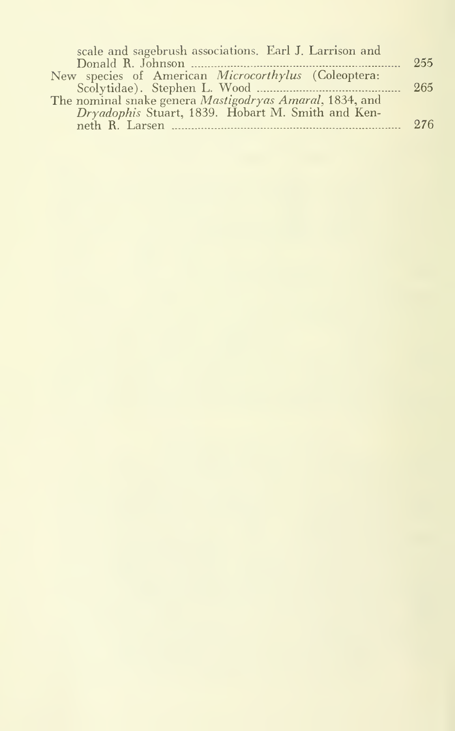scale and sagebrush associations. Earl J. Larrison and Donald R. Johnson ........ 255

New species of American *Microcorthylus* (Coleoptera: Scolytidae). Stephen L. Wood ........ 265

The nominal snake genera *Mastigodryas Amaral*, 1834, and *Dryadophis* Stuart, 1839. Hobart M. Smith and Kenneth R. Larsen ........ 276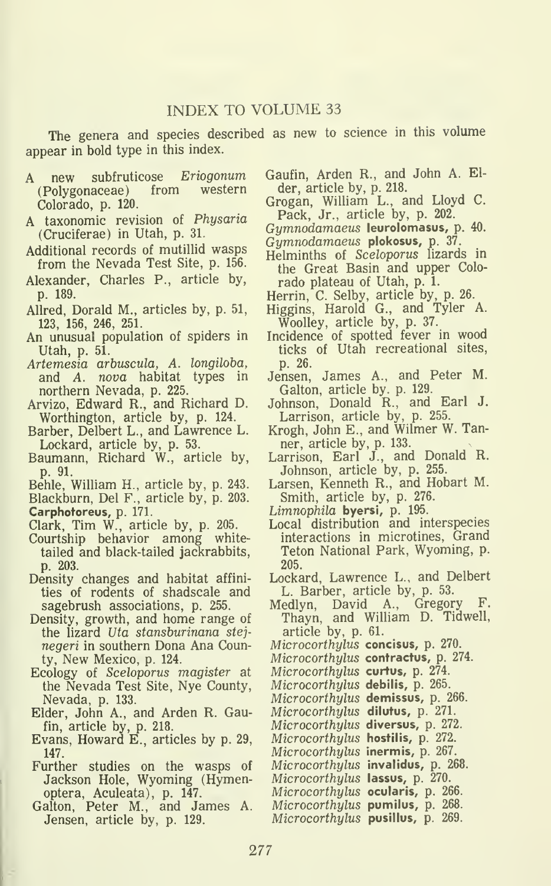# INDEX TO VOLUME 33

The genera and species described as new to science in this volume appear in bold type in this index.

A new subfruticose *Eriogonum* (Polygonaceae) from western Colorado, p. 120.

A taxonomic revision of *Physaria* (Cruciferae) in Utah, p. 31.

Additional records of mutillid wasps from the Nevada Test Site, p. 156.

Alexander, Charles P., article by, p. 189.

Allred, Dorald M., articles by, p. 51, 123, 156, 246, 251.

An unusual population of spiders in Utah, p. 51.

*Artemesia arbuscula*, *A. longiloba*, and *A. nova* habitat types in northern Nevada, p. 225.

Arvizo, Edward R., and Richard D. Worthington, article by, p. 124.

Barber, Delbert L., and Lawrence L. Lockard, article by, p. 53.

Baumann, Richard W., article by, p. 91.

Behle, William H., article by, p. 243.

Blackburn, Del F., article by, p. 203.

**Carphotoreus**, p. 171.

Clark, Tim W., article by, p. 205.

Courtship behavior among white-tailed and black-tailed jackrabbits, p. 203.

Density changes and habitat affinities of rodents of shadscale and sagebrush associations, p. 255.

Density, growth, and home range of the lizard *Uta stansburinana stejnegeri* in southern Dona Ana County, New Mexico, p. 124.

Ecology of *Sceloporus magister* at the Nevada Test Site, Nye County, Nevada, p. 133.

Elder, John A., and Arden R. Gaufin, article by, p. 218.

Evans, Howard E., articles by p. 29, 147.

Further studies on the wasps of Jackson Hole, Wyoming (Hymenoptera, Aculeata), p. 147.

Galton, Peter M., and James A. Jensen, article by, p. 129.

Gaufin, Arden R., and John A. Elder, article by, p. 218.

Grogan, William L., and Lloyd C. Pack, Jr., article by, p. 202.

*Gymnodamaeus* **leurolomasus**, p. 40.

*Gymnodamaeus* **plokosus**, p. 37.

Helminths of *Sceloporus* lizards in the Great Basin and upper Colorado plateau of Utah, p. 1.

Herrin, C. Selby, article by, p. 26.

Higgins, Harold G., and Tyler A. Woolley, article by, p. 37.

Incidence of spotted fever in wood ticks of Utah recreational sites, p. 26.

Jensen, James A., and Peter M. Galton, article by. p. 129.

Johnson, Donald R., and Earl J. Larrison, article by, p. 255.

Krogh, John E., and Wilmer W. Tanner, article by, p. 133.

Larrison, Earl J., and Donald R. Johnson, article by, p. 255.

Larsen, Kenneth R., and Hobart M. Smith, article by, p. 276.

*Limnophila* **byersi**, p. 195.

Local distribution and interspecies interactions in microtines, Grand Teton National Park, Wyoming, p. 205.

Lockard, Lawrence L., and Delbert L. Barber, article by, p. 53.

Medlyn, David A., Gregory F. Thayn, and William D. Tidwell, article by, p. 61.

*Microcorthylus* **concisus**, p. 270.

*Microcorthylus* **contractus**, p. 274.

*Microcorthylus* **curtus**, p. 274.

*Microcorthylus* **debilis**, p. 265.

*Microcorthylus* **demissus**, p. 266.

*Microcorthylus* **dilutus**, p. 271.

*Microcorthylus* **diversus**, p. 272.

*Microcorthylus* **hostilis**, p. 272.

*Microcorthylus* **inermis**, p. 267.

*Microcorthylus* **invalidus**, p. 268.

*Microcorthylus* **lassus**, p. 270.

*Microcorthylus* **ocularis**, p. 266.

*Microcorthylus* **pumilus**, p. 268.

*Microcorthylus* **pusillus**, p. 269.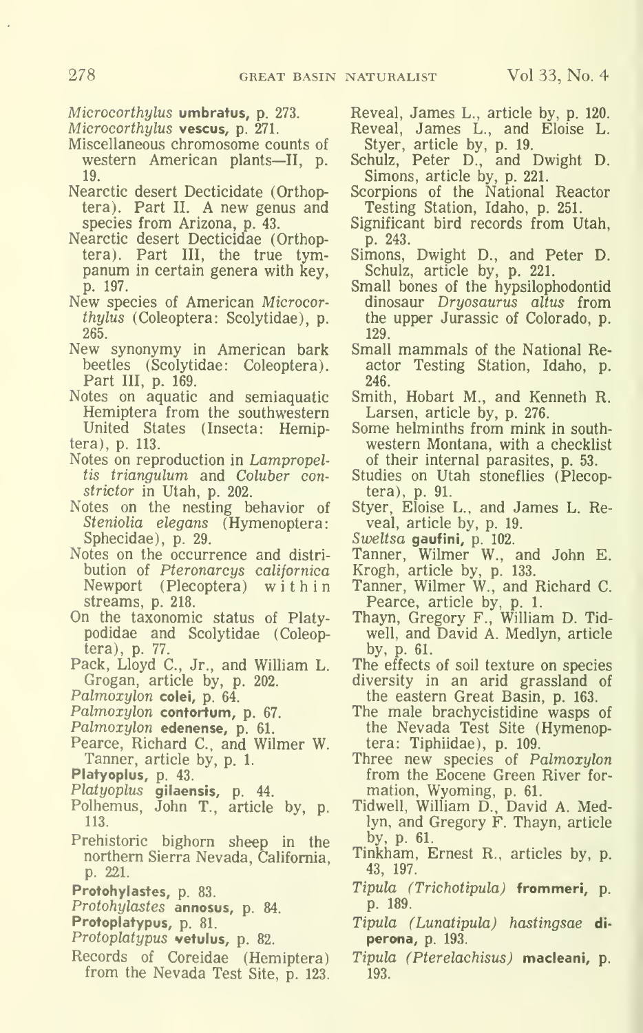*Microcorthylus* **umbratus**, p. 273.
*Microcorthylus* **vescus**, p. 271.
Miscellaneous chromosome counts of western American plants—II, p. 19.
Nearctic desert Decticidate (Orthoptera). Part II. A new genus and species from Arizona, p. 43.
Nearctic desert Decticidae (Orthoptera). Part III, the true tympanum in certain genera with key, p. 197.
New species of American *Microcorthylus* (Coleoptera: Scolytidae), p. 265.
New synonymy in American bark beetles (Scolytidae: Coleoptera). Part III, p. 169.
Notes on aquatic and semiaquatic Hemiptera from the southwestern United States (Insecta: Hemiptera), p. 113.
Notes on reproduction in *Lampropeltis triangulum* and *Coluber constrictor* in Utah, p. 202.
Notes on the nesting behavior of *Steniolia elegans* (Hymenoptera: Sphecidae), p. 29.
Notes on the occurrence and distribution of *Pteronarcys californica* Newport (Plecoptera) within streams, p. 218.
On the taxonomic status of Platypodidae and Scolytidae (Coleoptera), p. 77.
Pack, Lloyd C., Jr., and William L. Grogan, article by, p. 202.
*Palmoxylon* **colei**, p. 64.
*Palmoxylon* **contortum**, p. 67.
*Palmoxylon* **edenense**, p. 61.
Pearce, Richard C., and Wilmer W. Tanner, article by, p. 1.
**Platyoplus**, p. 43.
*Platyoplus* **gilaensis**, p. 44.
Polhemus, John T., article by, p. 113.
Prehistoric bighorn sheep in the northern Sierra Nevada, California, p. 221.
**Protohylastes**, p. 83.
*Protohylastes* **annosus**, p. 84.
**Protoplatypus**, p. 81.
*Protoplatypus* **vetulus**, p. 82.
Records of Coreidae (Hemiptera) from the Nevada Test Site, p. 123.
Reveal, James L., article by, p. 120.
Reveal, James L., and Eloise L. Styer, article by, p. 19.
Schulz, Peter D., and Dwight D. Simons, article by, p. 221.
Scorpions of the National Reactor Testing Station, Idaho, p. 251.
Significant bird records from Utah, p. 243.
Simons, Dwight D., and Peter D. Schulz, article by, p. 221.
Small bones of the hypsilophodontid dinosaur *Dryosaurus altus* from the upper Jurassic of Colorado, p. 129.
Small mammals of the National Reactor Testing Station, Idaho, p. 246.
Smith, Hobart M., and Kenneth R. Larsen, article by, p. 276.
Some helminths from mink in southwestern Montana, with a checklist of their internal parasites, p. 53.
Studies on Utah stoneflies (Plecoptera), p. 91.
Styer, Eloise L., and James L. Reveal, article by, p. 19.
*Sweltsa* **gaufini**, p. 102.
Tanner, Wilmer W., and John E. Krogh, article by, p. 133.
Tanner, Wilmer W., and Richard C. Pearce, article by, p. 1.
Thayn, Gregory F., William D. Tidwell, and David A. Medlyn, article by, p. 61.
The effects of soil texture on species diversity in an arid grassland of the eastern Great Basin, p. 163.
The male brachycistidine wasps of the Nevada Test Site (Hymenoptera: Tiphiidae), p. 109.
Three new species of *Palmoxylon* from the Eocene Green River formation, Wyoming, p. 61.
Tidwell, William D., David A. Medlyn, and Gregory F. Thayn, article by, p. 61.
Tinkham, Ernest R., articles by, p. 43, 197.
*Tipula (Trichotipula)* **frommeri**, p. p. 189.
*Tipula (Lunatipula) hastingsae* **diperona**, p. 193.
*Tipula (Pterelachisus)* **macleani**, p. 193.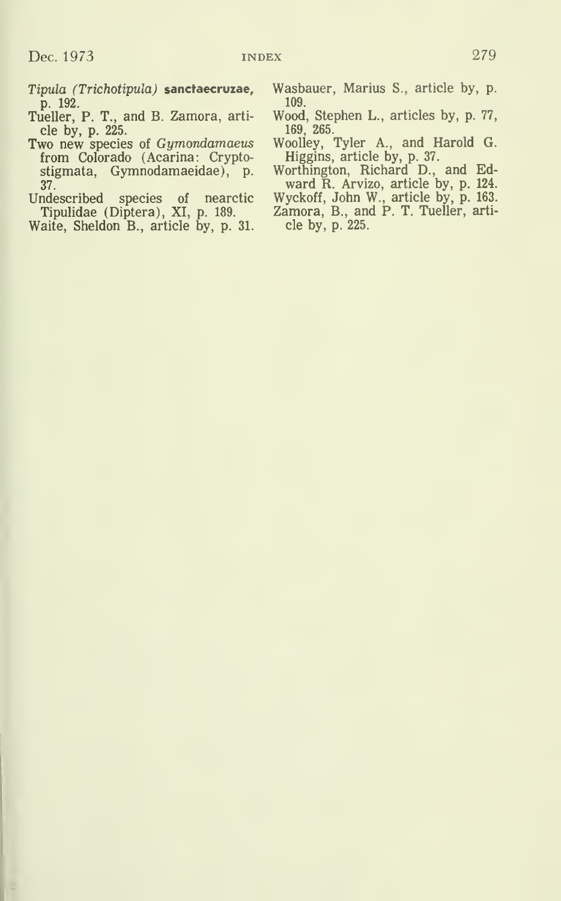*Tipula (Trichotipula)* **sanctaecruzae**, p. 192.

Tueller, P. T., and B. Zamora, article by, p. 225.

Two new species of *Gymondamaeus* from Colorado (Acarina: Cryptostigmata, Gymnodamaeidae), p. 37.

Undescribed species of nearctic Tipulidae (Diptera), XI, p. 189.

Waite, Sheldon B., article by, p. 31.

Wasbauer, Marius S., article by, p. 109.

Wood, Stephen L., articles by, p. 77, 169, 265.

Woolley, Tyler A., and Harold G. Higgins, article by, p. 37.

Worthington, Richard D., and Edward R. Arvizo, article by, p. 124.

Wyckoff, John W., article by, p. 163.

Zamora, B., and P. T. Tueller, article by, p. 225.